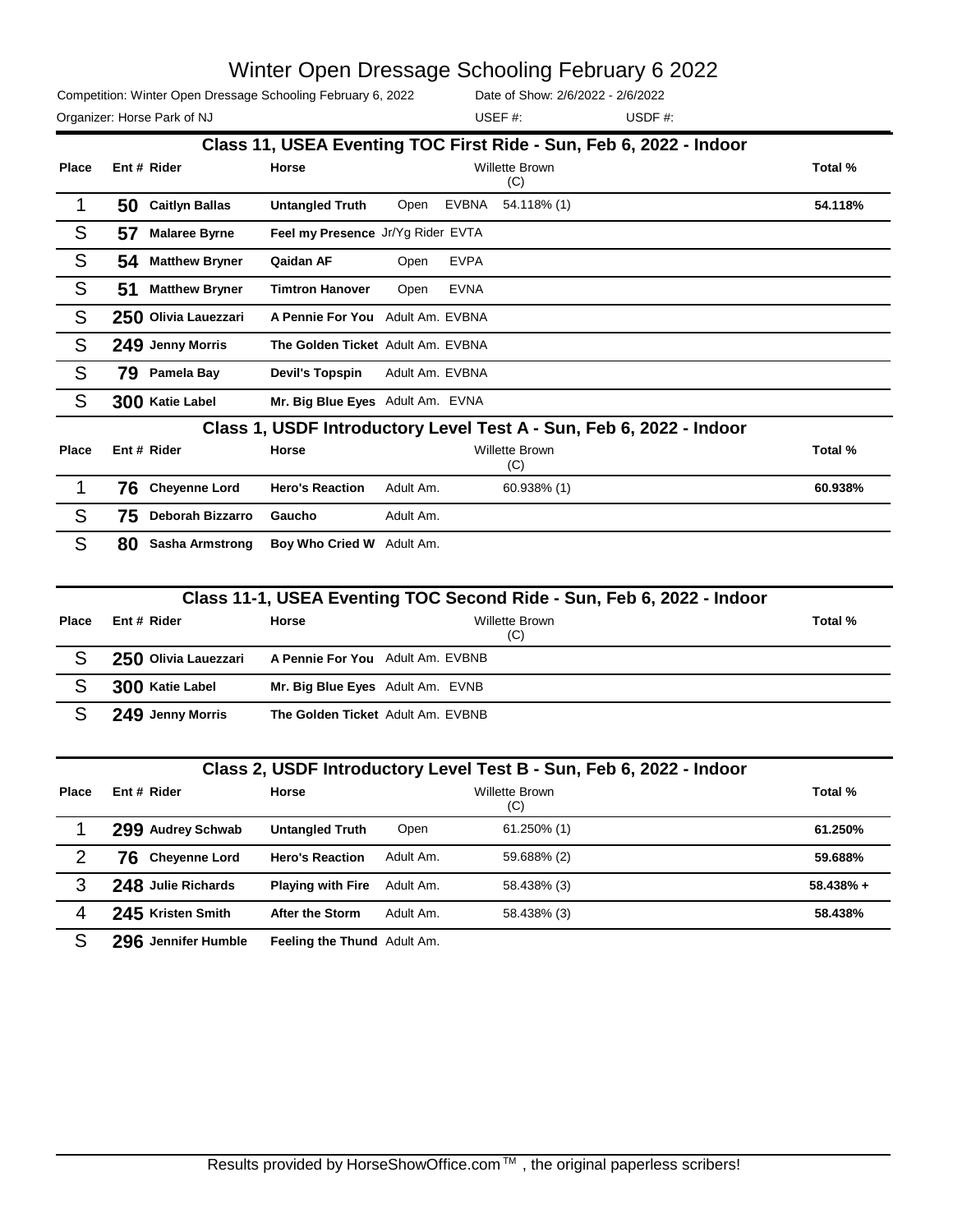# Winter Open Dressage Schooling February 6 2022

Competition: Winter Open Dressage Schooling February 6, 2022 | Date of Show: 2/6/2022 - 2/6/2022

Organizer: Horse Park of NJ | USEF #: | USDF #:

## Class 11, USEA Eventing TOC First Ride - Sun, Feb 6, 2022 - Indoor

| Place | Ent # | Rider | Horse | | | Willette Brown (C) | Total % |
|---|---|---|---|---|---|---|---|
| 1 | 50 | Caitlyn Ballas | Untangled Truth | Open | EVBNA | 54.118% (1) | 54.118% |
| S | 57 | Malaree Byrne | Feel my Presence | Jr/Yg Rider | EVTA | | |
| S | 54 | Matthew Bryner | Qaidan AF | Open | EVPA | | |
| S | 51 | Matthew Bryner | Timtron Hanover | Open | EVNA | | |
| S | 250 | Olivia Lauezzari | A Pennie For You | Adult Am. | EVBNA | | |
| S | 249 | Jenny Morris | The Golden Ticket | Adult Am. | EVBNA | | |
| S | 79 | Pamela Bay | Devil's Topspin | Adult Am. | EVBNA | | |
| S | 300 | Katie Label | Mr. Big Blue Eyes | Adult Am. | EVNA | | |

## Class 1, USDF Introductory Level Test A - Sun, Feb 6, 2022 - Indoor

| Place | Ent # | Rider | Horse | | Willette Brown (C) | Total % |
|---|---|---|---|---|---|---|
| 1 | 76 | Cheyenne Lord | Hero's Reaction | Adult Am. | 60.938% (1) | 60.938% |
| S | 75 | Deborah Bizzarro | Gaucho | Adult Am. | | |
| S | 80 | Sasha Armstrong | Boy Who Cried W | Adult Am. | | |

## Class 11-1, USEA Eventing TOC Second Ride - Sun, Feb 6, 2022 - Indoor

| Place | Ent # | Rider | Horse | | | Willette Brown (C) | Total % |
|---|---|---|---|---|---|---|---|
| S | 250 | Olivia Lauezzari | A Pennie For You | Adult Am. | EVBNB | | |
| S | 300 | Katie Label | Mr. Big Blue Eyes | Adult Am. | EVNB | | |
| S | 249 | Jenny Morris | The Golden Ticket | Adult Am. | EVBNB | | |

## Class 2, USDF Introductory Level Test B - Sun, Feb 6, 2022 - Indoor

| Place | Ent # | Rider | Horse | | Willette Brown (C) | Total % |
|---|---|---|---|---|---|---|
| 1 | 299 | Audrey Schwab | Untangled Truth | Open | 61.250% (1) | 61.250% |
| 2 | 76 | Cheyenne Lord | Hero's Reaction | Adult Am. | 59.688% (2) | 59.688% |
| 3 | 248 | Julie Richards | Playing with Fire | Adult Am. | 58.438% (3) | 58.438% + |
| 4 | 245 | Kristen Smith | After the Storm | Adult Am. | 58.438% (3) | 58.438% |
| S | 296 | Jennifer Humble | Feeling the Thund | Adult Am. | | |

Results provided by HorseShowOffice.com™ , the original paperless scribers!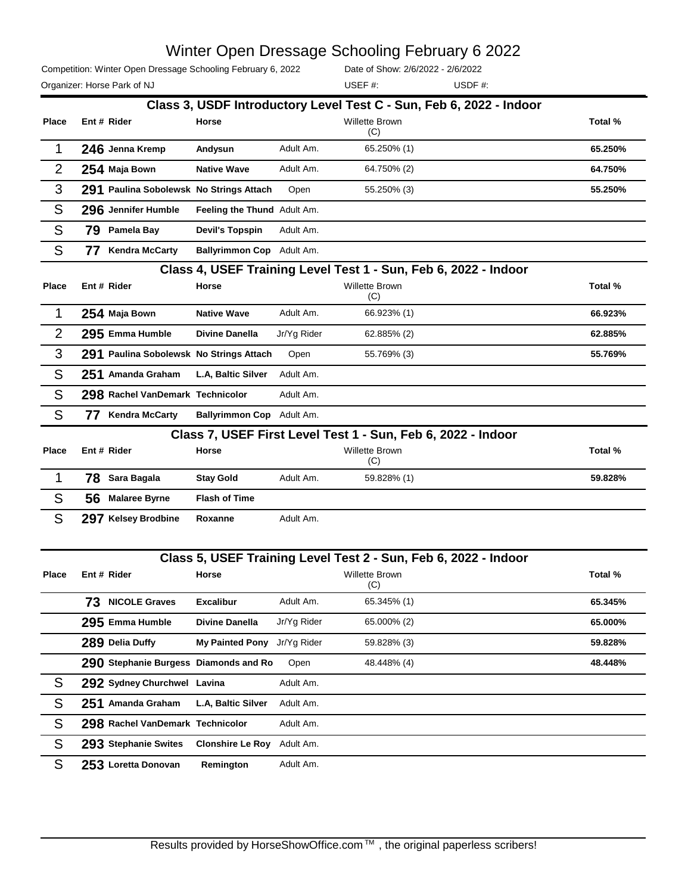# Winter Open Dressage Schooling February 6 2022

Competition: Winter Open Dressage Schooling February 6, 2022 | Date of Show: 2/6/2022 - 2/6/2022

Organizer: Horse Park of NJ | USEF #: | USDF #:

## Class 3, USDF Introductory Level Test C - Sun, Feb 6, 2022 - Indoor

| Place | Ent # | Rider | Horse | | Willette Brown (C) | Total % |
|---|---|---|---|---|---|---|
| 1 | 246 | Jenna Kremp | Andysun | Adult Am. | 65.250% (1) | 65.250% |
| 2 | 254 | Maja Bown | Native Wave | Adult Am. | 64.750% (2) | 64.750% |
| 3 | 291 | Paulina Sobolewsk | No Strings Attach | Open | 55.250% (3) | 55.250% |
| S | 296 | Jennifer Humble | Feeling the Thund | Adult Am. | | |
| S | 79 | Pamela Bay | Devil's Topspin | Adult Am. | | |
| S | 77 | Kendra McCarty | Ballyrimmon Cop | Adult Am. | | |

## Class 4, USEF Training Level Test 1 - Sun, Feb 6, 2022 - Indoor

| Place | Ent # | Rider | Horse | | Willette Brown (C) | Total % |
|---|---|---|---|---|---|---|
| 1 | 254 | Maja Bown | Native Wave | Adult Am. | 66.923% (1) | 66.923% |
| 2 | 295 | Emma Humble | Divine Danella | Jr/Yg Rider | 62.885% (2) | 62.885% |
| 3 | 291 | Paulina Sobolewsk | No Strings Attach | Open | 55.769% (3) | 55.769% |
| S | 251 | Amanda Graham | L.A, Baltic Silver | Adult Am. | | |
| S | 298 | Rachel VanDemark | Technicolor | Adult Am. | | |
| S | 77 | Kendra McCarty | Ballyrimmon Cop | Adult Am. | | |

## Class 7, USEF First Level Test 1 - Sun, Feb 6, 2022 - Indoor

| Place | Ent # | Rider | Horse | | Willette Brown (C) | Total % |
|---|---|---|---|---|---|---|
| 1 | 78 | Sara Bagala | Stay Gold | Adult Am. | 59.828% (1) | 59.828% |
| S | 56 | Malaree Byrne | Flash of Time | | | |
| S | 297 | Kelsey Brodbine | Roxanne | Adult Am. | | |

## Class 5, USEF Training Level Test 2 - Sun, Feb 6, 2022 - Indoor

| Place | Ent # | Rider | Horse | | Willette Brown (C) | Total % |
|---|---|---|---|---|---|---|
| | 73 | NICOLE Graves | Excalibur | Adult Am. | 65.345% (1) | 65.345% |
| | 295 | Emma Humble | Divine Danella | Jr/Yg Rider | 65.000% (2) | 65.000% |
| | 289 | Delia Duffy | My Painted Pony | Jr/Yg Rider | 59.828% (3) | 59.828% |
| | 290 | Stephanie Burgess | Diamonds and Ro | Open | 48.448% (4) | 48.448% |
| S | 292 | Sydney Churchwel | Lavina | Adult Am. | | |
| S | 251 | Amanda Graham | L.A, Baltic Silver | Adult Am. | | |
| S | 298 | Rachel VanDemark | Technicolor | Adult Am. | | |
| S | 293 | Stephanie Swites | Clonshire Le Roy | Adult Am. | | |
| S | 253 | Loretta Donovan | Remington | Adult Am. | | |

Results provided by HorseShowOffice.com™, the original paperless scribers!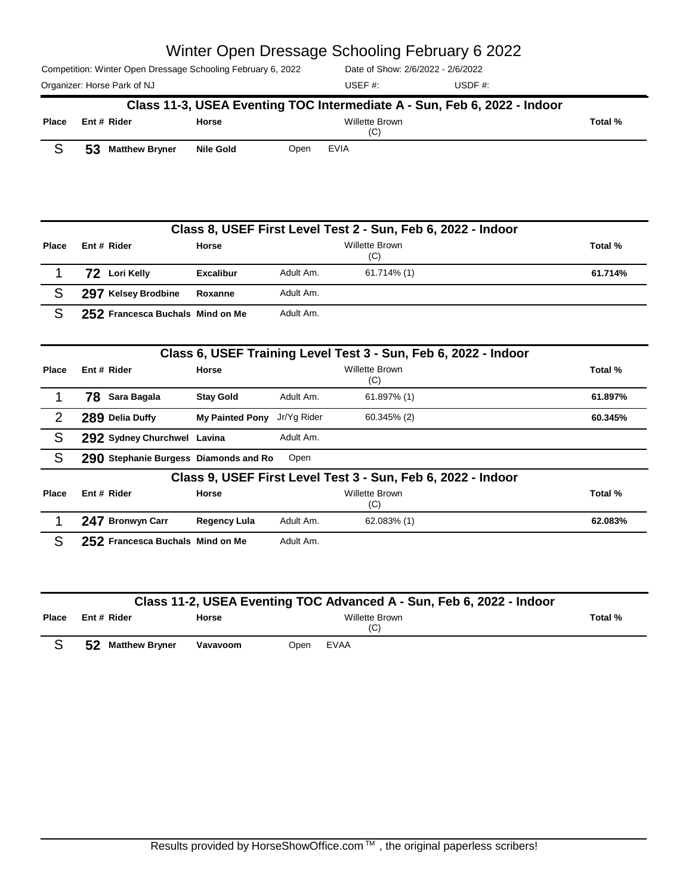# Winter Open Dressage Schooling February 6 2022

Competition: Winter Open Dressage Schooling February 6, 2022 | Date of Show: 2/6/2022 - 2/6/2022

Organizer: Horse Park of NJ | USEF #: | USDF #:

## Class 11-3, USEA Eventing TOC Intermediate A - Sun, Feb 6, 2022 - Indoor

| Place | Ent # | Rider | Horse | | Willette Brown (C) | Total % |
|---|---|---|---|---|---|---|
| S | 53 | Matthew Bryner | Nile Gold | Open | EVIA | |

## Class 8, USEF First Level Test 2 - Sun, Feb 6, 2022 - Indoor

| Place | Ent # | Rider | Horse | | Willette Brown (C) | Total % |
|---|---|---|---|---|---|---|
| 1 | 72 | Lori Kelly | Excalibur | Adult Am. | 61.714% (1) | 61.714% |
| S | 297 | Kelsey Brodbine | Roxanne | Adult Am. | | |
| S | 252 | Francesca Buchals | Mind on Me | Adult Am. | | |

## Class 6, USEF Training Level Test 3 - Sun, Feb 6, 2022 - Indoor

| Place | Ent # | Rider | Horse | | Willette Brown (C) | Total % |
|---|---|---|---|---|---|---|
| 1 | 78 | Sara Bagala | Stay Gold | Adult Am. | 61.897% (1) | 61.897% |
| 2 | 289 | Delia Duffy | My Painted Pony | Jr/Yg Rider | 60.345% (2) | 60.345% |
| S | 292 | Sydney Churchwel | Lavina | Adult Am. | | |
| S | 290 | Stephanie Burgess | Diamonds and Ro | Open | | |

## Class 9, USEF First Level Test 3 - Sun, Feb 6, 2022 - Indoor

| Place | Ent # | Rider | Horse | | Willette Brown (C) | Total % |
|---|---|---|---|---|---|---|
| 1 | 247 | Bronwyn Carr | Regency Lula | Adult Am. | 62.083% (1) | 62.083% |
| S | 252 | Francesca Buchals | Mind on Me | Adult Am. | | |

## Class 11-2, USEA Eventing TOC Advanced A - Sun, Feb 6, 2022 - Indoor

| Place | Ent # | Rider | Horse | | Willette Brown (C) | Total % |
|---|---|---|---|---|---|---|
| S | 52 | Matthew Bryner | Vavavoom | Open | EVAA | |

Results provided by HorseShowOffice.com ™ , the original paperless scribers!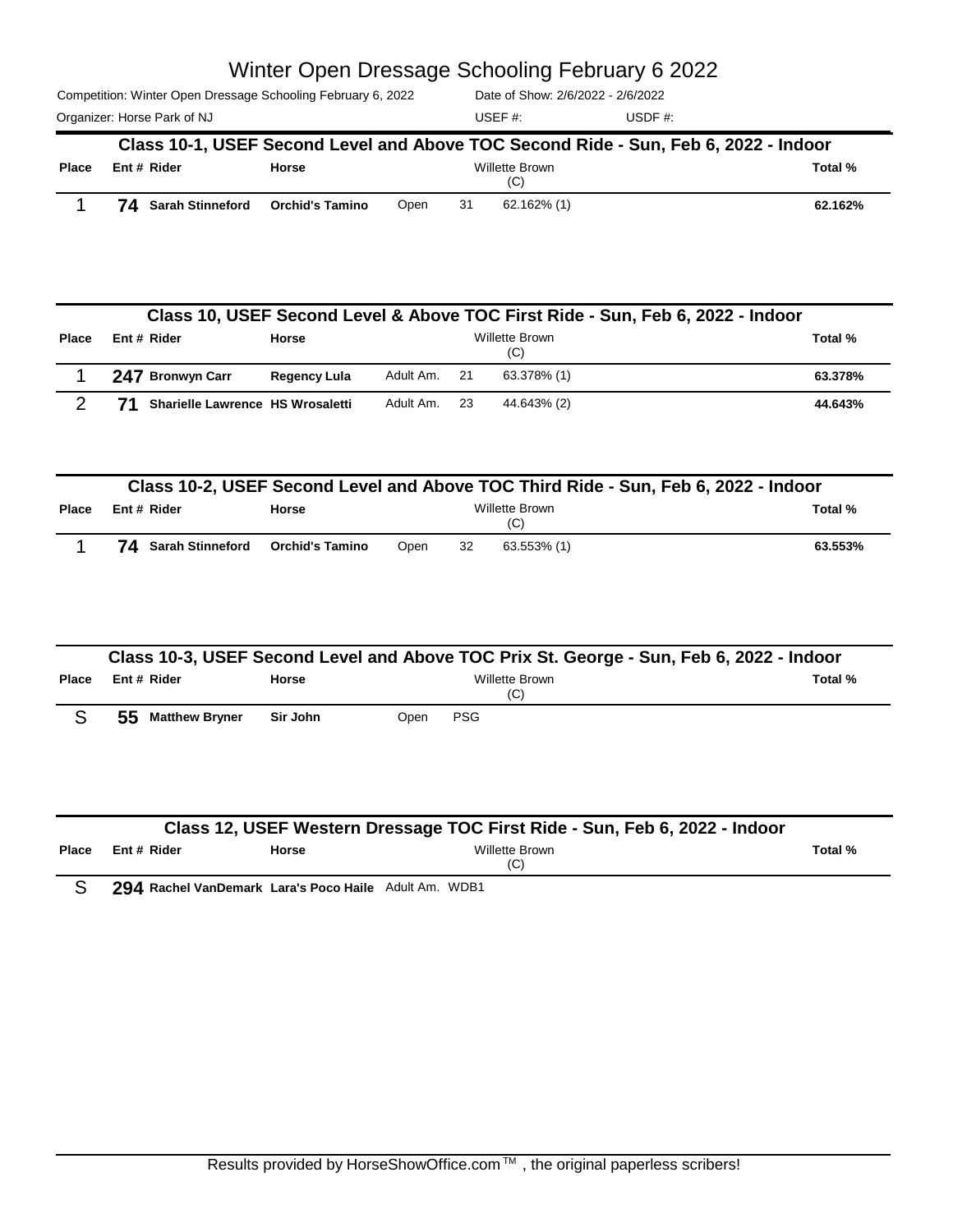# Winter Open Dressage Schooling February 6 2022

Competition: Winter Open Dressage Schooling February 6, 2022 — Date of Show: 2/6/2022 - 2/6/2022

Organizer: Horse Park of NJ — USEF #: — USDF #:

## Class 10-1, USEF Second Level and Above TOC Second Ride - Sun, Feb 6, 2022 - Indoor

| Place | Ent # | Rider | Horse | | | Willette Brown (C) | Total % |
|---|---|---|---|---|---|---|---|
| 1 | 74 | Sarah Stinneford | Orchid's Tamino | Open | 31 | 62.162% (1) | 62.162% |

## Class 10, USEF Second Level & Above TOC First Ride - Sun, Feb 6, 2022 - Indoor

| Place | Ent # | Rider | Horse | | | Willette Brown (C) | Total % |
|---|---|---|---|---|---|---|---|
| 1 | 247 | Bronwyn Carr | Regency Lula | Adult Am. | 21 | 63.378% (1) | 63.378% |
| 2 | 71 | Sharielle Lawrence | HS Wrosaletti | Adult Am. | 23 | 44.643% (2) | 44.643% |

## Class 10-2, USEF Second Level and Above TOC Third Ride - Sun, Feb 6, 2022 - Indoor

| Place | Ent # | Rider | Horse | | | Willette Brown (C) | Total % |
|---|---|---|---|---|---|---|---|
| 1 | 74 | Sarah Stinneford | Orchid's Tamino | Open | 32 | 63.553% (1) | 63.553% |

## Class 10-3, USEF Second Level and Above TOC Prix St. George - Sun, Feb 6, 2022 - Indoor

| Place | Ent # | Rider | Horse | | | Willette Brown (C) | Total % |
|---|---|---|---|---|---|---|---|
| S | 55 | Matthew Bryner | Sir John | Open | PSG | | |

## Class 12, USEF Western Dressage TOC First Ride - Sun, Feb 6, 2022 - Indoor

| Place | Ent # | Rider | Horse | | | Willette Brown (C) | Total % |
|---|---|---|---|---|---|---|---|
| S | 294 | Rachel VanDemark | Lara's Poco Haile | Adult Am. | WDB1 | | |

Results provided by HorseShowOffice.com ™ , the original paperless scribers!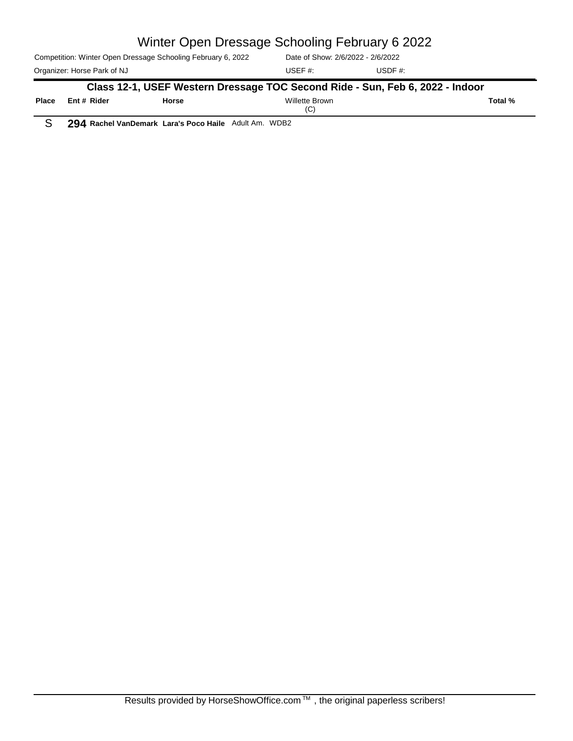# Winter Open Dressage Schooling February 6 2022

Competition: Winter Open Dressage Schooling February 6, 2022 Date of Show: 2/6/2022 - 2/6/2022

Organizer: Horse Park of NJ USEF #: USDF #:

## Class 12-1, USEF Western Dressage TOC Second Ride - Sun, Feb 6, 2022 - Indoor

| Place | Ent # | Rider | Horse | | | Willette Brown (C) | Total % |
|---|---|---|---|---|---|---|---|
| S | **294** | **Rachel VanDemark** | **Lara's Poco Haile** | Adult Am. | WDB2 | | |

Results provided by HorseShowOffice.com ™ , the original paperless scribers!